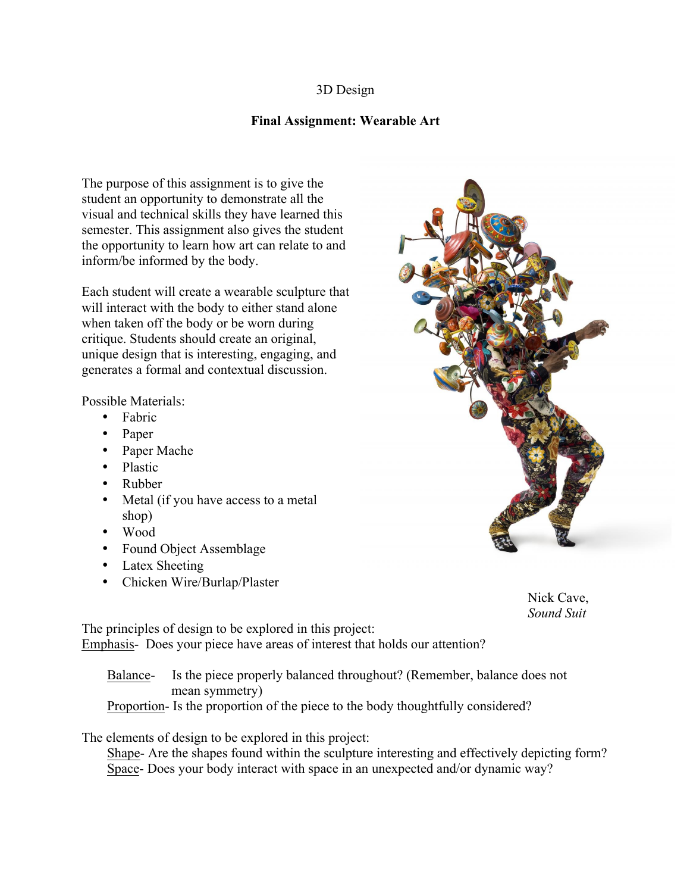3D Design

## Final Assignment: Wearable Art

The purpose of this assignment is to give the student an opportunity to demonstrate all the visual and technical skills they have learned this semester. This assignment also gives the student the opportunity to learn how art can relate to and inform/be informed by the body.

Each student will create a wearable sculpture that will interact with the body to either stand alone when taken off the body or be worn during critique. Students should create an original, unique design that is interesting, engaging, and generates a formal and contextual discussion.

Possible Materials:

- Fabric
- Paper
- Paper Mache
- Plastic
- Rubber
- Metal (if you have access to a metal shop)
- Wood
- Found Object Assemblage
- Latex Sheeting
- Chicken Wire/Burlap/Plaster

Nick Cave, *Sound Suit*

The principles of design to be explored in this project:

Emphasis- Does your piece have areas of interest that holds our attention?

Balance- Is the piece properly balanced throughout? (Remember, balance does not mean symmetry)

Proportion- Is the proportion of the piece to the body thoughtfully considered?

The elements of design to be explored in this project:

Shape- Are the shapes found within the sculpture interesting and effectively depicting form?

Space- Does your body interact with space in an unexpected and/or dynamic way?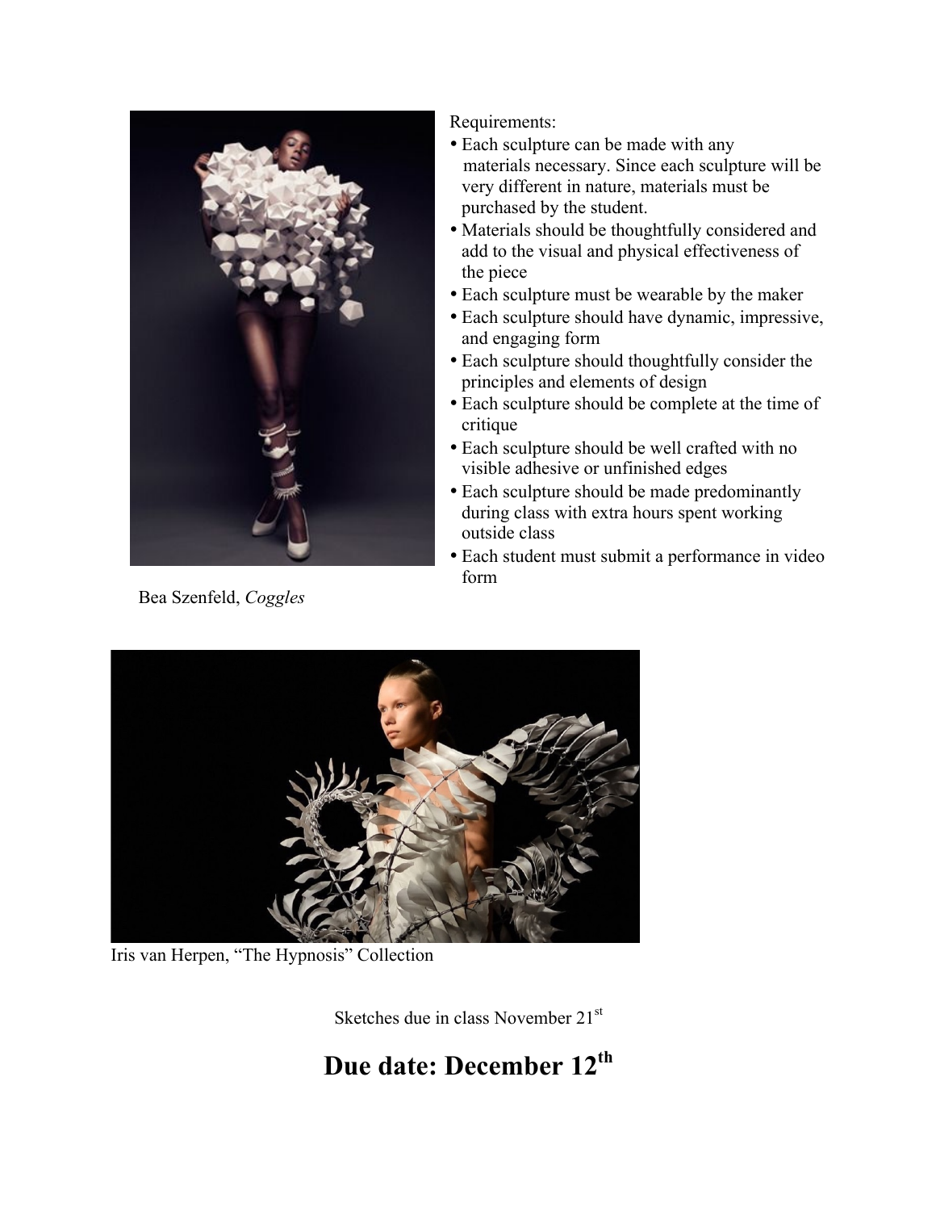Requirements:

- Each sculpture can be made with any materials necessary. Since each sculpture will be very different in nature, materials must be purchased by the student.
- Materials should be thoughtfully considered and add to the visual and physical effectiveness of the piece
- Each sculpture must be wearable by the maker
- Each sculpture should have dynamic, impressive, and engaging form
- Each sculpture should thoughtfully consider the principles and elements of design
- Each sculpture should be complete at the time of critique
- Each sculpture should be well crafted with no visible adhesive or unfinished edges
- Each sculpture should be made predominantly during class with extra hours spent working outside class
- Each student must submit a performance in video form

Bea Szenfeld, *Coggles*

Iris van Herpen, "The Hypnosis" Collection

Sketches due in class November 21st

# Due date: December 12th